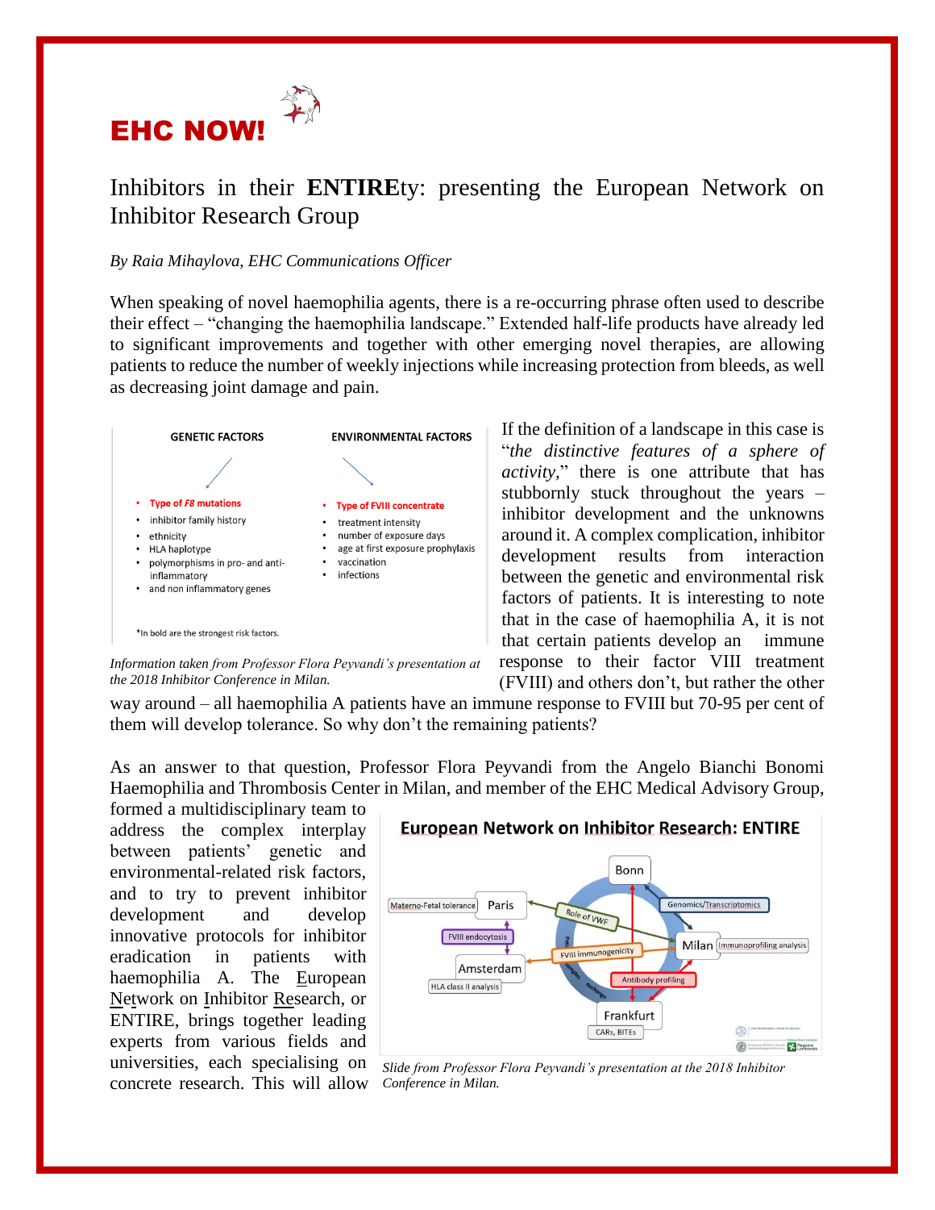# EHC NOW!

## Inhibitors in their **ENTIRE**ty: presenting the European Network on Inhibitor Research Group

*By Raia Mihaylova, EHC Communications Officer*

When speaking of novel haemophilia agents, there is a re-occurring phrase often used to describe their effect – "changing the haemophilia landscape." Extended half-life products have already led to significant improvements and together with other emerging novel therapies, are allowing patients to reduce the number of weekly injections while increasing protection from bleeds, as well as decreasing joint damage and pain.

**GENETIC FACTORS**

- **Type of *F8* mutations**
- inhibitor family history
- ethnicity
- HLA haplotype
- polymorphisms in pro- and anti-inflammatory
- and non inflammatory genes

**ENVIRONMENTAL FACTORS**

- **Type of FVIII concentrate**
- treatment intensity
- number of exposure days
- age at first exposure prophylaxis
- vaccination
- infections

*In bold are the strongest risk factors.

*Information taken from Professor Flora Peyvandi's presentation at the 2018 Inhibitor Conference in Milan.*

If the definition of a landscape in this case is "*the distinctive features of a sphere of activity*," there is one attribute that has stubbornly stuck throughout the years – inhibitor development and the unknowns around it. A complex complication, inhibitor development results from interaction between the genetic and environmental risk factors of patients. It is interesting to note that in the case of haemophilia A, it is not that certain patients develop an immune response to their factor VIII treatment (FVIII) and others don't, but rather the other way around – all haemophilia A patients have an immune response to FVIII but 70-95 per cent of them will develop tolerance. So why don't the remaining patients?

As an answer to that question, Professor Flora Peyvandi from the Angelo Bianchi Bonomi Haemophilia and Thrombosis Center in Milan, and member of the EHC Medical Advisory Group, formed a multidisciplinary team to address the complex interplay between patients' genetic and environmental-related risk factors, and to try to prevent inhibitor development and develop innovative protocols for inhibitor eradication in patients with haemophilia A. The European Network on Inhibitor Research, or ENTIRE, brings together leading experts from various fields and universities, each specialising on concrete research. This will allow

**European Network on Inhibitor Research: ENTIRE**

- Bonn – Genomics/Transcriptomics
- Paris – Materno-Fetal tolerance; FVIII endocytosis; Role of VWF
- Milan – Immunoprofiling analysis
- Amsterdam – HLA class II analysis; FVIII immunogenicity
- Frankfurt – CARs, BITEs; Antibody profiling

*Slide from Professor Flora Peyvandi's presentation at the 2018 Inhibitor Conference in Milan.*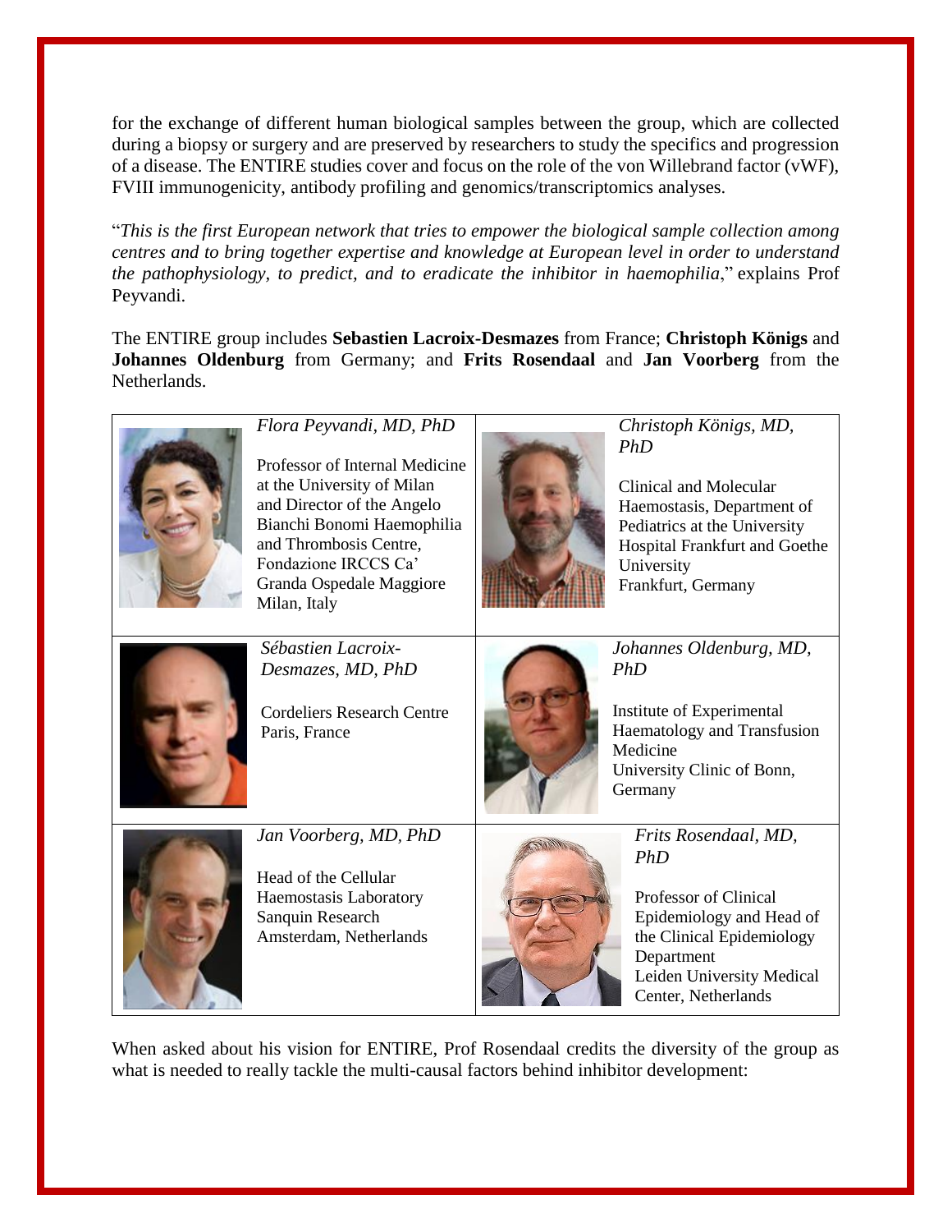for the exchange of different human biological samples between the group, which are collected during a biopsy or surgery and are preserved by researchers to study the specifics and progression of a disease. The ENTIRE studies cover and focus on the role of the von Willebrand factor (vWF), FVIII immunogenicity, antibody profiling and genomics/transcriptomics analyses.

"*This is the first European network that tries to empower the biological sample collection among centres and to bring together expertise and knowledge at European level in order to understand the pathophysiology, to predict, and to eradicate the inhibitor in haemophilia*," explains Prof Peyvandi.

The ENTIRE group includes **Sebastien Lacroix-Desmazes** from France; **Christoph Königs** and **Johannes Oldenburg** from Germany; and **Frits Rosendaal** and **Jan Voorberg** from the Netherlands.

| | |
|---|---|
| *Flora Peyvandi, MD, PhD*<br><br>Professor of Internal Medicine at the University of Milan and Director of the Angelo Bianchi Bonomi Haemophilia and Thrombosis Centre, Fondazione IRCCS Ca' Granda Ospedale Maggiore Milan, Italy | *Christoph Königs, MD, PhD*<br><br>Clinical and Molecular Haemostasis, Department of Pediatrics at the University Hospital Frankfurt and Goethe University Frankfurt, Germany |
| *Sébastien Lacroix-Desmazes, MD, PhD*<br><br>Cordeliers Research Centre Paris, France | *Johannes Oldenburg, MD, PhD*<br><br>Institute of Experimental Haematology and Transfusion Medicine University Clinic of Bonn, Germany |
| *Jan Voorberg, MD, PhD*<br><br>Head of the Cellular Haemostasis Laboratory Sanquin Research Amsterdam, Netherlands | *Frits Rosendaal, MD, PhD*<br><br>Professor of Clinical Epidemiology and Head of the Clinical Epidemiology Department Leiden University Medical Center, Netherlands |

When asked about his vision for ENTIRE, Prof Rosendaal credits the diversity of the group as what is needed to really tackle the multi-causal factors behind inhibitor development: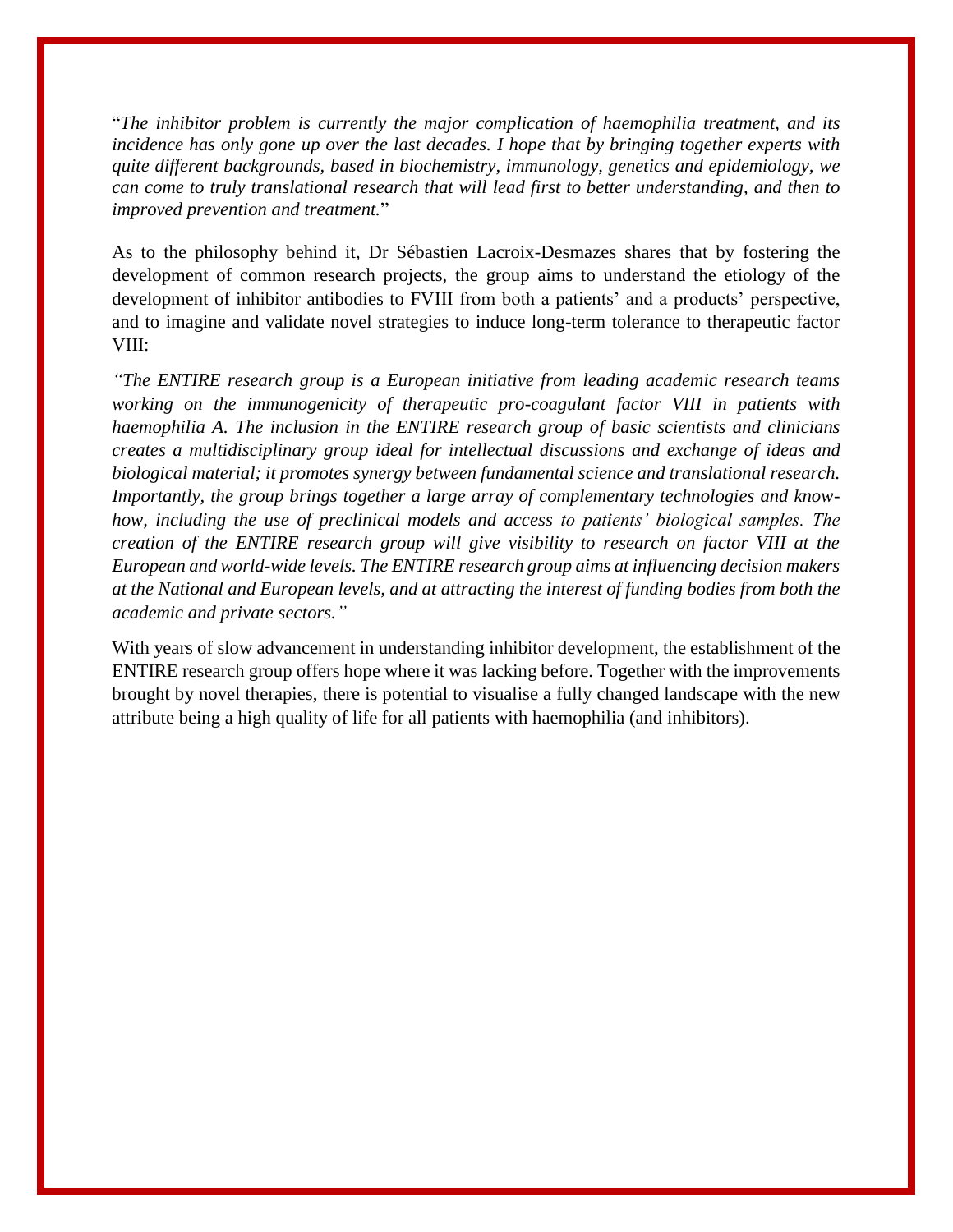"*The inhibitor problem is currently the major complication of haemophilia treatment, and its incidence has only gone up over the last decades. I hope that by bringing together experts with quite different backgrounds, based in biochemistry, immunology, genetics and epidemiology, we can come to truly translational research that will lead first to better understanding, and then to improved prevention and treatment.*"

As to the philosophy behind it, Dr Sébastien Lacroix-Desmazes shares that by fostering the development of common research projects, the group aims to understand the etiology of the development of inhibitor antibodies to FVIII from both a patients' and a products' perspective, and to imagine and validate novel strategies to induce long-term tolerance to therapeutic factor VIII:

*"The ENTIRE research group is a European initiative from leading academic research teams working on the immunogenicity of therapeutic pro-coagulant factor VIII in patients with haemophilia A. The inclusion in the ENTIRE research group of basic scientists and clinicians creates a multidisciplinary group ideal for intellectual discussions and exchange of ideas and biological material; it promotes synergy between fundamental science and translational research. Importantly, the group brings together a large array of complementary technologies and know-how, including the use of preclinical models and access to patients' biological samples. The creation of the ENTIRE research group will give visibility to research on factor VIII at the European and world-wide levels. The ENTIRE research group aims at influencing decision makers at the National and European levels, and at attracting the interest of funding bodies from both the academic and private sectors."*

With years of slow advancement in understanding inhibitor development, the establishment of the ENTIRE research group offers hope where it was lacking before. Together with the improvements brought by novel therapies, there is potential to visualise a fully changed landscape with the new attribute being a high quality of life for all patients with haemophilia (and inhibitors).